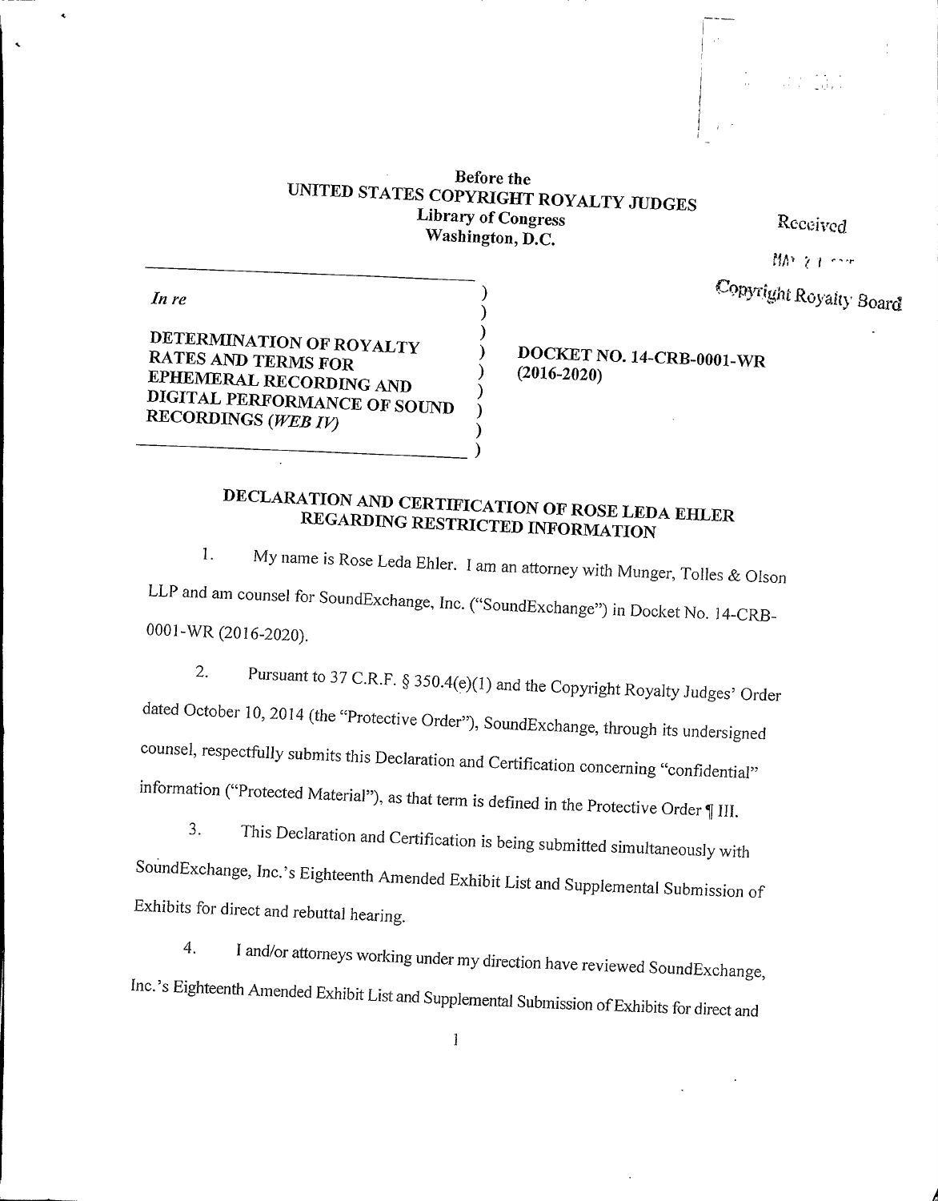**Before the**
**UNITED STATES COPYRIGHT ROYALTY JUDGES**
**Library of Congress**
**Washington, D.C.**

Received

Copyright Royalty Board

| *In re* | |
|---|---|
| **DETERMINATION OF ROYALTY RATES AND TERMS FOR EPHEMERAL RECORDING AND DIGITAL PERFORMANCE OF SOUND RECORDINGS (*WEB IV*)** | **DOCKET NO. 14-CRB-0001-WR (2016-2020)** |

# DECLARATION AND CERTIFICATION OF ROSE LEDA EHLER REGARDING RESTRICTED INFORMATION

1. My name is Rose Leda Ehler. I am an attorney with Munger, Tolles & Olson LLP and am counsel for SoundExchange, Inc. ("SoundExchange") in Docket No. 14-CRB-0001-WR (2016-2020).

2. Pursuant to 37 C.R.F. § 350.4(e)(1) and the Copyright Royalty Judges' Order dated October 10, 2014 (the "Protective Order"), SoundExchange, through its undersigned counsel, respectfully submits this Declaration and Certification concerning "confidential" information ("Protected Material"), as that term is defined in the Protective Order ¶ III.

3. This Declaration and Certification is being submitted simultaneously with SoundExchange, Inc.'s Eighteenth Amended Exhibit List and Supplemental Submission of Exhibits for direct and rebuttal hearing.

4. I and/or attorneys working under my direction have reviewed SoundExchange, Inc.'s Eighteenth Amended Exhibit List and Supplemental Submission of Exhibits for direct and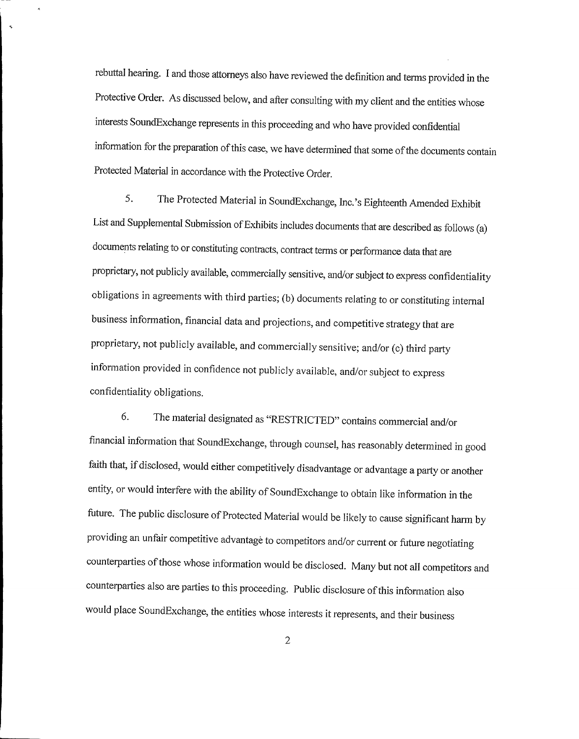rebuttal hearing. I and those attorneys also have reviewed the definition and terms provided in the Protective Order. As discussed below, and after consulting with my client and the entities whose interests SoundExchange represents in this proceeding and who have provided confidential information for the preparation of this case, we have determined that some of the documents contain Protected Material in accordance with the Protective Order.

5. The Protected Material in SoundExchange, Inc.'s Eighteenth Amended Exhibit List and Supplemental Submission of Exhibits includes documents that are described as follows (a) documents relating to or constituting contracts, contract terms or performance data that are proprietary, not publicly available, commercially sensitive, and/or subject to express confidentiality obligations in agreements with third parties; (b) documents relating to or constituting internal business information, financial data and projections, and competitive strategy that are proprietary, not publicly available, and commercially sensitive; and/or (c) third party information provided in confidence not publicly available, and/or subject to express confidentiality obligations.

6. The material designated as "RESTRICTED" contains commercial and/or financial information that SoundExchange, through counsel, has reasonably determined in good faith that, if disclosed, would either competitively disadvantage or advantage a party or another entity, or would interfere with the ability of SoundExchange to obtain like information in the future. The public disclosure of Protected Material would be likely to cause significant harm by providing an unfair competitive advantage to competitors and/or current or future negotiating counterparties of those whose information would be disclosed. Many but not all competitors and counterparties also are parties to this proceeding. Public disclosure of this information also would place SoundExchange, the entities whose interests it represents, and their business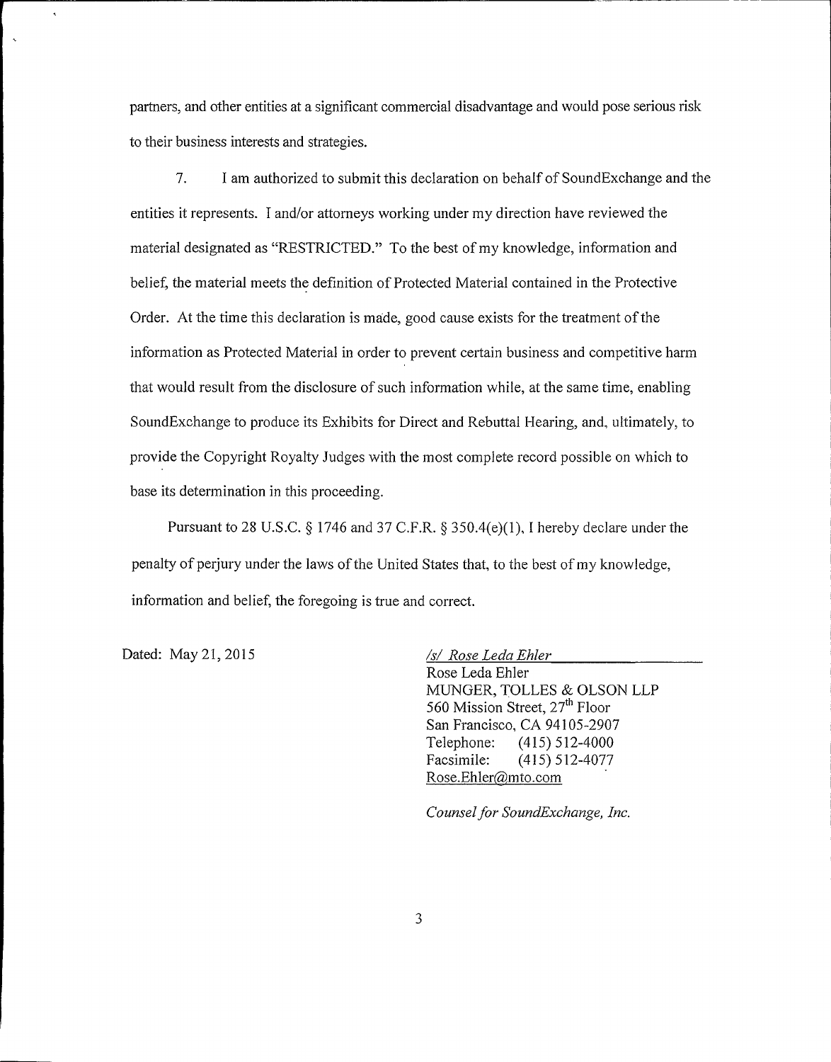partners, and other entities at a significant commercial disadvantage and would pose serious risk to their business interests and strategies.

7. I am authorized to submit this declaration on behalf of SoundExchange and the entities it represents. I and/or attorneys working under my direction have reviewed the material designated as "RESTRICTED." To the best of my knowledge, information and belief, the material meets the definition of Protected Material contained in the Protective Order. At the time this declaration is made, good cause exists for the treatment of the information as Protected Material in order to prevent certain business and competitive harm that would result from the disclosure of such information while, at the same time, enabling SoundExchange to produce its Exhibits for Direct and Rebuttal Hearing, and, ultimately, to provide the Copyright Royalty Judges with the most complete record possible on which to base its determination in this proceeding.

Pursuant to 28 U.S.C. § 1746 and 37 C.F.R. § 350.4(e)(1), I hereby declare under the penalty of perjury under the laws of the United States that, to the best of my knowledge, information and belief, the foregoing is true and correct.

Dated: May 21, 2015

*/s/ Rose Leda Ehler*
Rose Leda Ehler
MUNGER, TOLLES & OLSON LLP
560 Mission Street, 27th Floor
San Francisco, CA 94105-2907
Telephone: (415) 512-4000
Facsimile: (415) 512-4077
Rose.Ehler@mto.com

*Counsel for SoundExchange, Inc.*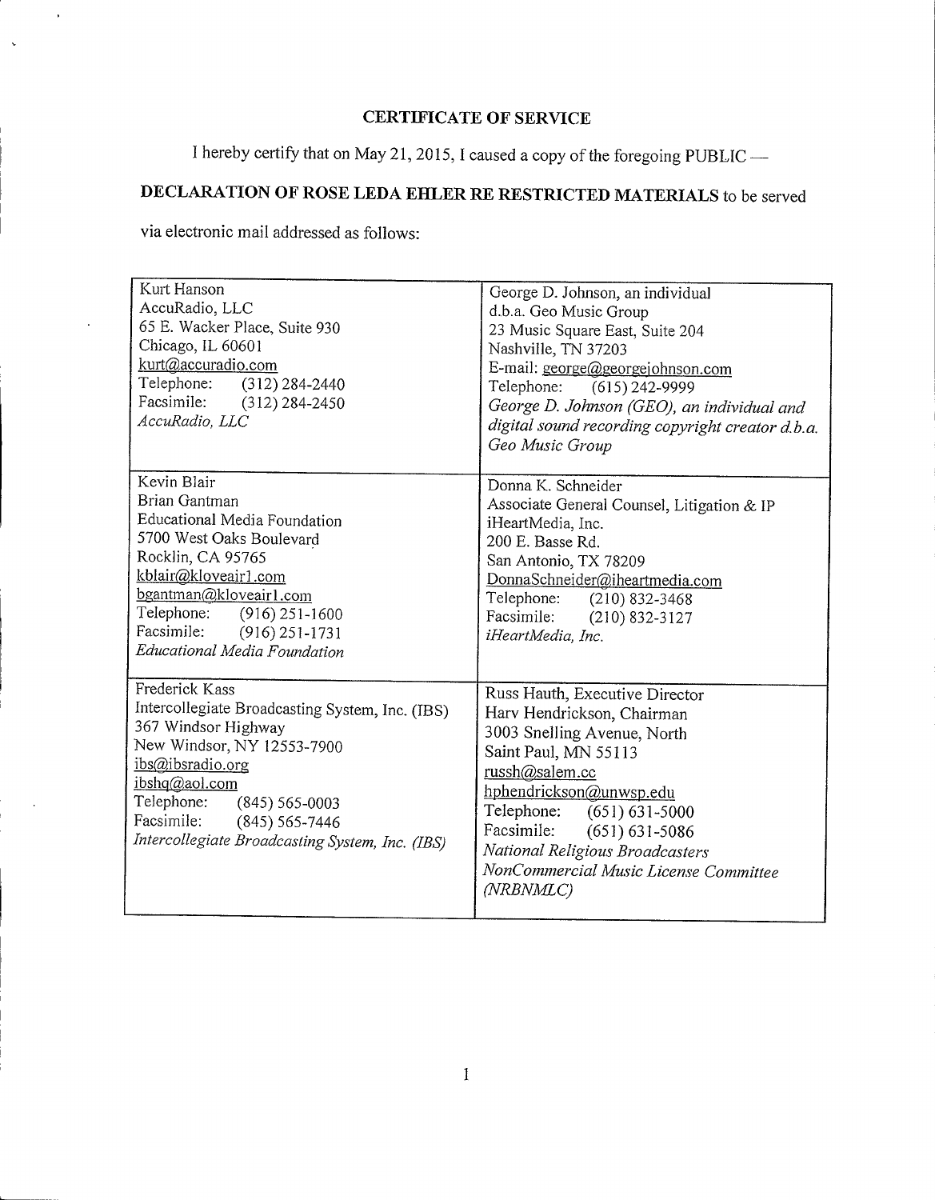# CERTIFICATE OF SERVICE

I hereby certify that on May 21, 2015, I caused a copy of the foregoing PUBLIC —

**DECLARATION OF ROSE LEDA EHLER RE RESTRICTED MATERIALS** to be served via electronic mail addressed as follows:

| | |
|---|---|
| Kurt Hanson<br>AccuRadio, LLC<br>65 E. Wacker Place, Suite 930<br>Chicago, IL 60601<br>kurt@accuradio.com<br>Telephone: (312) 284-2440<br>Facsimile: (312) 284-2450<br>*AccuRadio, LLC* | George D. Johnson, an individual<br>d.b.a. Geo Music Group<br>23 Music Square East, Suite 204<br>Nashville, TN 37203<br>E-mail: george@georgejohnson.com<br>Telephone: (615) 242-9999<br>*George D. Johnson (GEO), an individual and digital sound recording copyright creator d.b.a. Geo Music Group* |
| Kevin Blair<br>Brian Gantman<br>Educational Media Foundation<br>5700 West Oaks Boulevard<br>Rocklin, CA 95765<br>kblair@kloveair1.com<br>bgantman@kloveair1.com<br>Telephone: (916) 251-1600<br>Facsimile: (916) 251-1731<br>*Educational Media Foundation* | Donna K. Schneider<br>Associate General Counsel, Litigation & IP<br>iHeartMedia, Inc.<br>200 E. Basse Rd.<br>San Antonio, TX 78209<br>DonnaSchneider@iheartmedia.com<br>Telephone: (210) 832-3468<br>Facsimile: (210) 832-3127<br>*iHeartMedia, Inc.* |
| Frederick Kass<br>Intercollegiate Broadcasting System, Inc. (IBS)<br>367 Windsor Highway<br>New Windsor, NY 12553-7900<br>ibs@ibsradio.org<br>ibshq@aol.com<br>Telephone: (845) 565-0003<br>Facsimile: (845) 565-7446<br>*Intercollegiate Broadcasting System, Inc. (IBS)* | Russ Hauth, Executive Director<br>Harv Hendrickson, Chairman<br>3003 Snelling Avenue, North<br>Saint Paul, MN 55113<br>russh@salem.cc<br>hphendrickson@unwsp.edu<br>Telephone: (651) 631-5000<br>Facsimile: (651) 631-5086<br>*National Religious Broadcasters NonCommercial Music License Committee (NRBNMLC)* |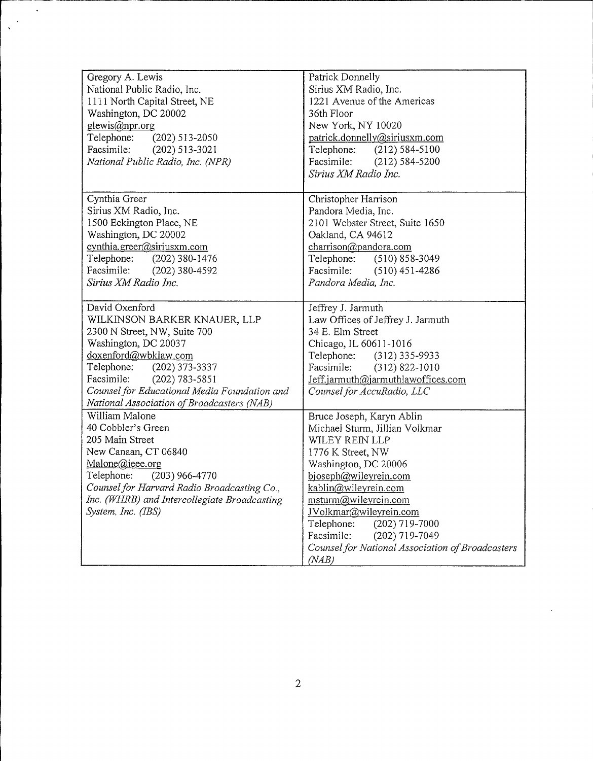| | |
|---|---|
| Gregory A. Lewis<br>National Public Radio, Inc.<br>1111 North Capital Street, NE<br>Washington, DC 20002<br>glewis@npr.org<br>Telephone: (202) 513-2050<br>Facsimile: (202) 513-3021<br>*National Public Radio, Inc. (NPR)* | Patrick Donnelly<br>Sirius XM Radio, Inc.<br>1221 Avenue of the Americas<br>36th Floor<br>New York, NY 10020<br>patrick.donnelly@siriusxm.com<br>Telephone: (212) 584-5100<br>Facsimile: (212) 584-5200<br>*Sirius XM Radio Inc.* |
| Cynthia Greer<br>Sirius XM Radio, Inc.<br>1500 Eckington Place, NE<br>Washington, DC 20002<br>cynthia.greer@siriusxm.com<br>Telephone: (202) 380-1476<br>Facsimile: (202) 380-4592<br>*Sirius XM Radio Inc.* | Christopher Harrison<br>Pandora Media, Inc.<br>2101 Webster Street, Suite 1650<br>Oakland, CA 94612<br>charrison@pandora.com<br>Telephone: (510) 858-3049<br>Facsimile: (510) 451-4286<br>*Pandora Media, Inc.* |
| David Oxenford<br>WILKINSON BARKER KNAUER, LLP<br>2300 N Street, NW, Suite 700<br>Washington, DC 20037<br>doxenford@wbklaw.com<br>Telephone: (202) 373-3337<br>Facsimile: (202) 783-5851<br>*Counsel for Educational Media Foundation and National Association of Broadcasters (NAB)* | Jeffrey J. Jarmuth<br>Law Offices of Jeffrey J. Jarmuth<br>34 E. Elm Street<br>Chicago, IL 60611-1016<br>Telephone: (312) 335-9933<br>Facsimile: (312) 822-1010<br>Jeff.jarmuth@jarmuthlawoffices.com<br>*Counsel for AccuRadio, LLC* |
| William Malone<br>40 Cobbler's Green<br>205 Main Street<br>New Canaan, CT 06840<br>Malone@ieee.org<br>Telephone: (203) 966-4770<br>*Counsel for Harvard Radio Broadcasting Co., Inc. (WHRB) and Intercollegiate Broadcasting System, Inc. (IBS)* | Bruce Joseph, Karyn Ablin<br>Michael Sturm, Jillian Volkmar<br>WILEY REIN LLP<br>1776 K Street, NW<br>Washington, DC 20006<br>bjoseph@wileyrein.com<br>kablin@wileyrein.com<br>msturm@wileyrein.com<br>JVolkmar@wileyrein.com<br>Telephone: (202) 719-7000<br>Facsimile: (202) 719-7049<br>*Counsel for National Association of Broadcasters (NAB)* |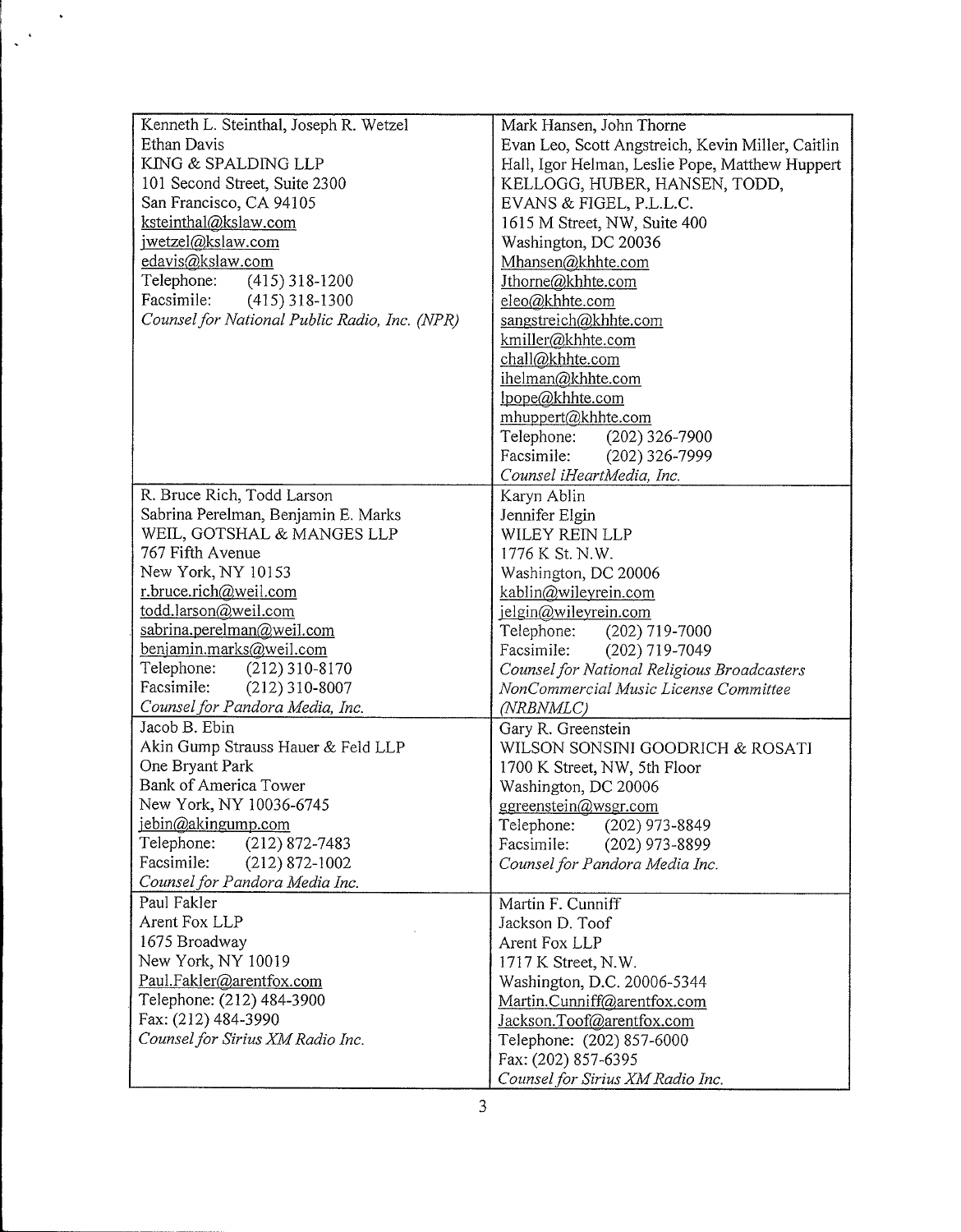| | |
|---|---|
| Kenneth L. Steinthal, Joseph R. Wetzel<br>Ethan Davis<br>KING & SPALDING LLP<br>101 Second Street, Suite 2300<br>San Francisco, CA 94105<br>ksteinthal@kslaw.com<br>jwetzel@kslaw.com<br>edavis@kslaw.com<br>Telephone: (415) 318-1200<br>Facsimile: (415) 318-1300<br>*Counsel for National Public Radio, Inc. (NPR)* | Mark Hansen, John Thorne<br>Evan Leo, Scott Angstreich, Kevin Miller, Caitlin Hall, Igor Helman, Leslie Pope, Matthew Huppert<br>KELLOGG, HUBER, HANSEN, TODD, EVANS & FIGEL, P.L.L.C.<br>1615 M Street, NW, Suite 400<br>Washington, DC 20036<br>Mhansen@khhte.com<br>Jthorne@khhte.com<br>eleo@khhte.com<br>sangstreich@khhte.com<br>kmiller@khhte.com<br>chall@khhte.com<br>ihelman@khhte.com<br>lpope@khhte.com<br>mhuppert@khhte.com<br>Telephone: (202) 326-7900<br>Facsimile: (202) 326-7999<br>*Counsel iHeartMedia, Inc.* |
| R. Bruce Rich, Todd Larson<br>Sabrina Perelman, Benjamin E. Marks<br>WEIL, GOTSHAL & MANGES LLP<br>767 Fifth Avenue<br>New York, NY 10153<br>r.bruce.rich@weil.com<br>todd.larson@weil.com<br>sabrina.perelman@weil.com<br>benjamin.marks@weil.com<br>Telephone: (212) 310-8170<br>Facsimile: (212) 310-8007<br>*Counsel for Pandora Media, Inc.* | Karyn Ablin<br>Jennifer Elgin<br>WILEY REIN LLP<br>1776 K St. N.W.<br>Washington, DC 20006<br>kablin@wileyrein.com<br>jelgin@wileyrein.com<br>Telephone: (202) 719-7000<br>Facsimile: (202) 719-7049<br>*Counsel for National Religious Broadcasters NonCommercial Music License Committee (NRBNMLC)* |
| Jacob B. Ebin<br>Akin Gump Strauss Hauer & Feld LLP<br>One Bryant Park<br>Bank of America Tower<br>New York, NY 10036-6745<br>jebin@akingump.com<br>Telephone: (212) 872-7483<br>Facsimile: (212) 872-1002<br>*Counsel for Pandora Media Inc.* | Gary R. Greenstein<br>WILSON SONSINI GOODRICH & ROSATI<br>1700 K Street, NW, 5th Floor<br>Washington, DC 20006<br>ggreenstein@wsgr.com<br>Telephone: (202) 973-8849<br>Facsimile: (202) 973-8899<br>*Counsel for Pandora Media Inc.* |
| Paul Fakler<br>Arent Fox LLP<br>1675 Broadway<br>New York, NY 10019<br>Paul.Fakler@arentfox.com<br>Telephone: (212) 484-3900<br>Fax: (212) 484-3990<br>*Counsel for Sirius XM Radio Inc.* | Martin F. Cunniff<br>Jackson D. Toof<br>Arent Fox LLP<br>1717 K Street, N.W.<br>Washington, D.C. 20006-5344<br>Martin.Cunniff@arentfox.com<br>Jackson.Toof@arentfox.com<br>Telephone: (202) 857-6000<br>Fax: (202) 857-6395<br>*Counsel for Sirius XM Radio Inc.* |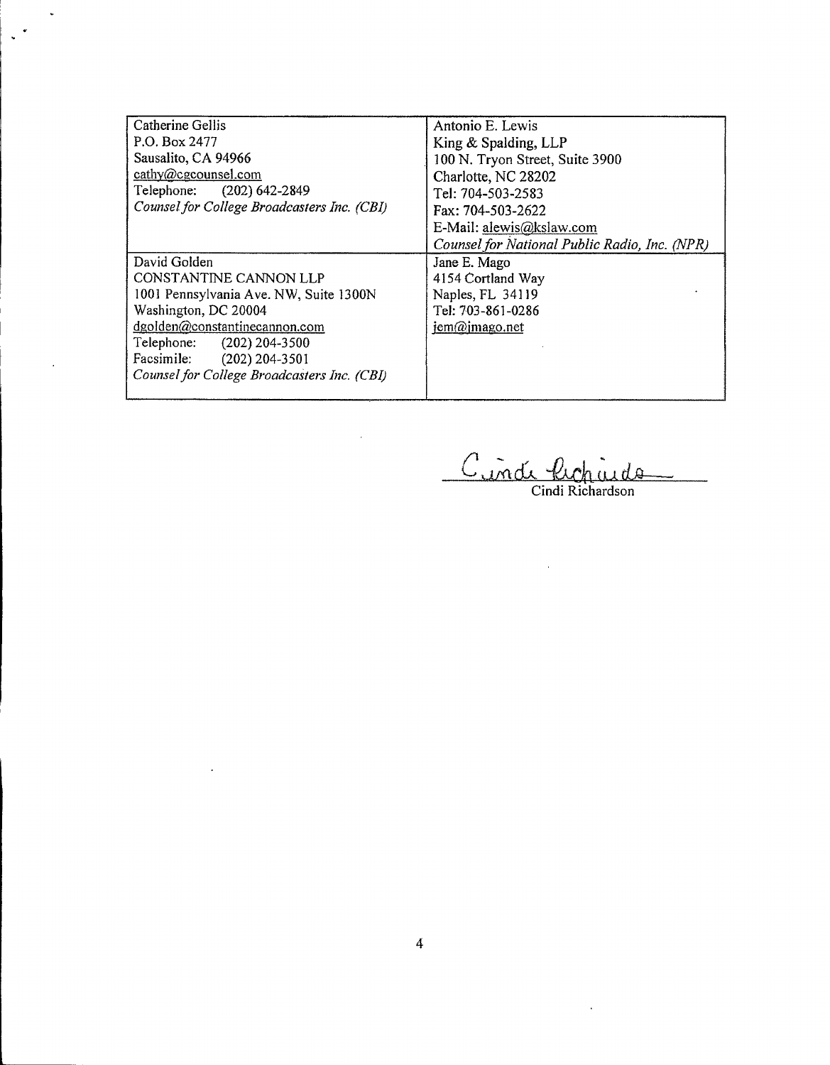| | |
|---|---|
| Catherine Gellis<br>P.O. Box 2477<br>Sausalito, CA 94966<br>cathy@cgcounsel.com<br>Telephone: (202) 642-2849<br>*Counsel for College Broadcasters Inc. (CBI)* | Antonio E. Lewis<br>King & Spalding, LLP<br>100 N. Tryon Street, Suite 3900<br>Charlotte, NC 28202<br>Tel: 704-503-2583<br>Fax: 704-503-2622<br>E-Mail: alewis@kslaw.com<br>*Counsel for National Public Radio, Inc. (NPR)* |
| David Golden<br>CONSTANTINE CANNON LLP<br>1001 Pennsylvania Ave. NW, Suite 1300N<br>Washington, DC 20004<br>dgolden@constantinecannon.com<br>Telephone: (202) 204-3500<br>Facsimile: (202) 204-3501<br>*Counsel for College Broadcasters Inc. (CBI)* | Jane E. Mago<br>4154 Cortland Way<br>Naples, FL 34119<br>Tel: 703-861-0286<br>jem@jmago.net |

Cindi Richardson

Cindi Richardson